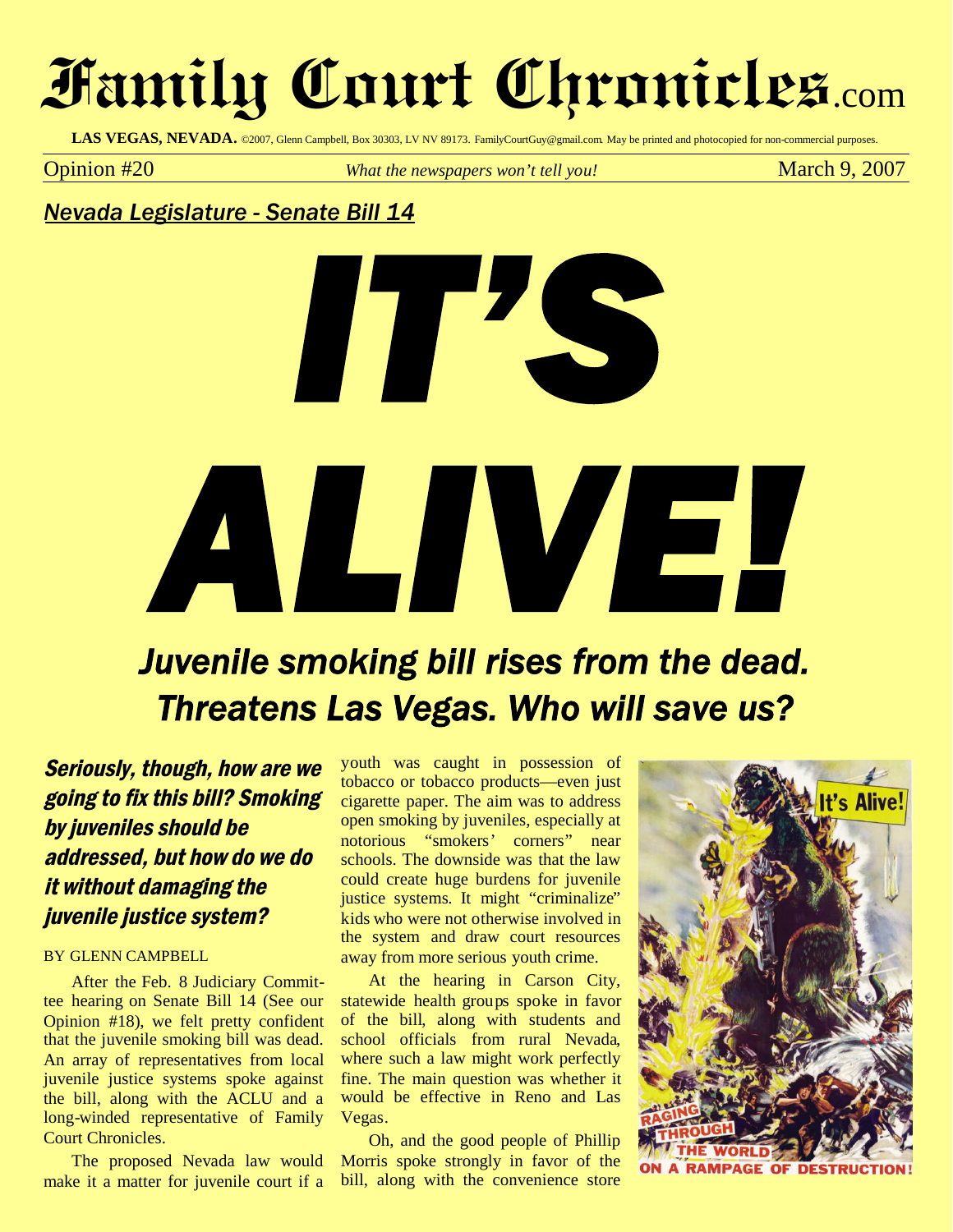# Family Court Chronicles.com

**LAS VEGAS, NEVADA.** ©2007, Glenn Campbell, Box 30303, LV NV 89173. FamilyCourtGuy@gmail.com. May be printed and photocopied for non-commercial purposes.

Opinion #20 — *What the newspapers won't tell you!* — March 9, 2007

*Nevada Legislature - Senate Bill 14*

# IT'S ALIVE!

## *Juvenile smoking bill rises from the dead. Threatens Las Vegas. Who will save us?*

### *Seriously, though, how are we going to fix this bill? Smoking by juveniles should be addressed, but how do we do it without damaging the juvenile justice system?*

BY GLENN CAMPBELL

After the Feb. 8 Judiciary Committee hearing on Senate Bill 14 (See our Opinion #18), we felt pretty confident that the juvenile smoking bill was dead. An array of representatives from local juvenile justice systems spoke against the bill, along with the ACLU and a long-winded representative of Family Court Chronicles.

The proposed Nevada law would make it a matter for juvenile court if a youth was caught in possession of tobacco or tobacco products—even just cigarette paper. The aim was to address open smoking by juveniles, especially at notorious "smokers' corners" near schools. The downside was that the law could create huge burdens for juvenile justice systems. It might "criminalize" kids who were not otherwise involved in the system and draw court resources away from more serious youth crime.

At the hearing in Carson City, statewide health groups spoke in favor of the bill, along with students and school officials from rural Nevada, where such a law might work perfectly fine. The main question was whether it would be effective in Reno and Las Vegas.

Oh, and the good people of Phillip Morris spoke strongly in favor of the bill, along with the convenience store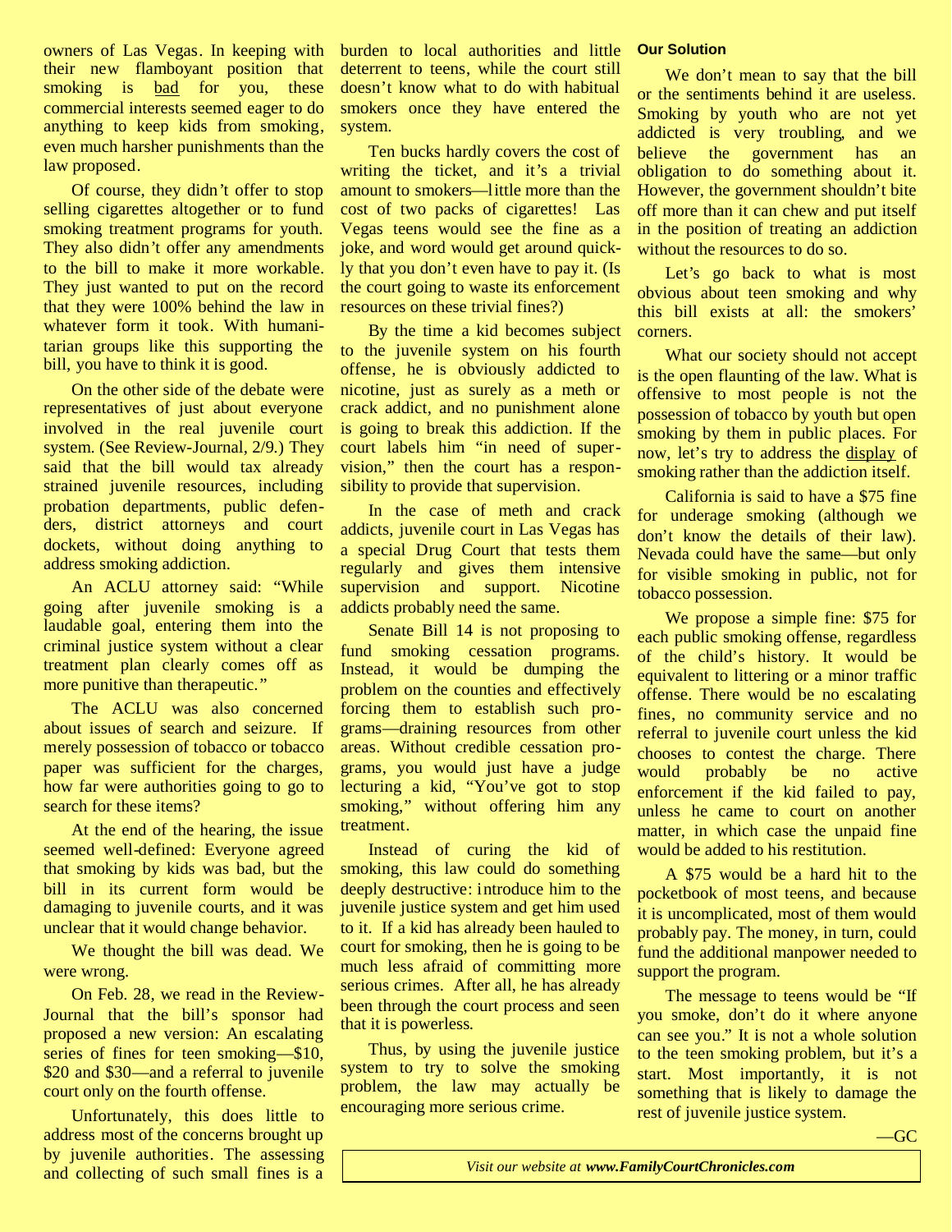owners of Las Vegas. In keeping with their new flamboyant position that smoking is bad for you, these commercial interests seemed eager to do anything to keep kids from smoking, even much harsher punishments than the law proposed.

Of course, they didn't offer to stop selling cigarettes altogether or to fund smoking treatment programs for youth. They also didn't offer any amendments to the bill to make it more workable. They just wanted to put on the record that they were 100% behind the law in whatever form it took. With humanitarian groups like this supporting the bill, you have to think it is good.

On the other side of the debate were representatives of just about everyone involved in the real juvenile court system. (See Review-Journal, 2/9.) They said that the bill would tax already strained juvenile resources, including probation departments, public defenders, district attorneys and court dockets, without doing anything to address smoking addiction.

An ACLU attorney said: "While going after juvenile smoking is a laudable goal, entering them into the criminal justice system without a clear treatment plan clearly comes off as more punitive than therapeutic."

The ACLU was also concerned about issues of search and seizure. If merely possession of tobacco or tobacco paper was sufficient for the charges, how far were authorities going to go to search for these items?

At the end of the hearing, the issue seemed well-defined: Everyone agreed that smoking by kids was bad, but the bill in its current form would be damaging to juvenile courts, and it was unclear that it would change behavior.

We thought the bill was dead. We were wrong.

On Feb. 28, we read in the Review-Journal that the bill's sponsor had proposed a new version: An escalating series of fines for teen smoking—$10, $20 and $30—and a referral to juvenile court only on the fourth offense.

Unfortunately, this does little to address most of the concerns brought up by juvenile authorities. The assessing and collecting of such small fines is a burden to local authorities and little deterrent to teens, while the court still doesn't know what to do with habitual smokers once they have entered the system.

Ten bucks hardly covers the cost of writing the ticket, and it's a trivial amount to smokers—little more than the cost of two packs of cigarettes! Las Vegas teens would see the fine as a joke, and word would get around quickly that you don't even have to pay it. (Is the court going to waste its enforcement resources on these trivial fines?)

By the time a kid becomes subject to the juvenile system on his fourth offense, he is obviously addicted to nicotine, just as surely as a meth or crack addict, and no punishment alone is going to break this addiction. If the court labels him "in need of supervision," then the court has a responsibility to provide that supervision.

In the case of meth and crack addicts, juvenile court in Las Vegas has a special Drug Court that tests them regularly and gives them intensive supervision and support. Nicotine addicts probably need the same.

Senate Bill 14 is not proposing to fund smoking cessation programs. Instead, it would be dumping the problem on the counties and effectively forcing them to establish such programs—draining resources from other areas. Without credible cessation programs, you would just have a judge lecturing a kid, "You've got to stop smoking," without offering him any treatment.

Instead of curing the kid of smoking, this law could do something deeply destructive: introduce him to the juvenile justice system and get him used to it. If a kid has already been hauled to court for smoking, then he is going to be much less afraid of committing more serious crimes. After all, he has already been through the court process and seen that it is powerless.

Thus, by using the juvenile justice system to try to solve the smoking problem, the law may actually be encouraging more serious crime.

**Our Solution**

We don't mean to say that the bill or the sentiments behind it are useless. Smoking by youth who are not yet addicted is very troubling, and we believe the government has an obligation to do something about it. However, the government shouldn't bite off more than it can chew and put itself in the position of treating an addiction without the resources to do so.

Let's go back to what is most obvious about teen smoking and why this bill exists at all: the smokers' corners.

What our society should not accept is the open flaunting of the law. What is offensive to most people is not the possession of tobacco by youth but open smoking by them in public places. For now, let's try to address the display of smoking rather than the addiction itself.

California is said to have a $75 fine for underage smoking (although we don't know the details of their law). Nevada could have the same—but only for visible smoking in public, not for tobacco possession.

We propose a simple fine: $75 for each public smoking offense, regardless of the child's history. It would be equivalent to littering or a minor traffic offense. There would be no escalating fines, no community service and no referral to juvenile court unless the kid chooses to contest the charge. There would probably be no active enforcement if the kid failed to pay, unless he came to court on another matter, in which case the unpaid fine would be added to his restitution.

A $75 would be a hard hit to the pocketbook of most teens, and because it is uncomplicated, most of them would probably pay. The money, in turn, could fund the additional manpower needed to support the program.

The message to teens would be "If you smoke, don't do it where anyone can see you." It is not a whole solution to the teen smoking problem, but it's a start. Most importantly, it is not something that is likely to damage the rest of juvenile justice system.

—GC

*Visit our website at* ***www.FamilyCourtChronicles.com***